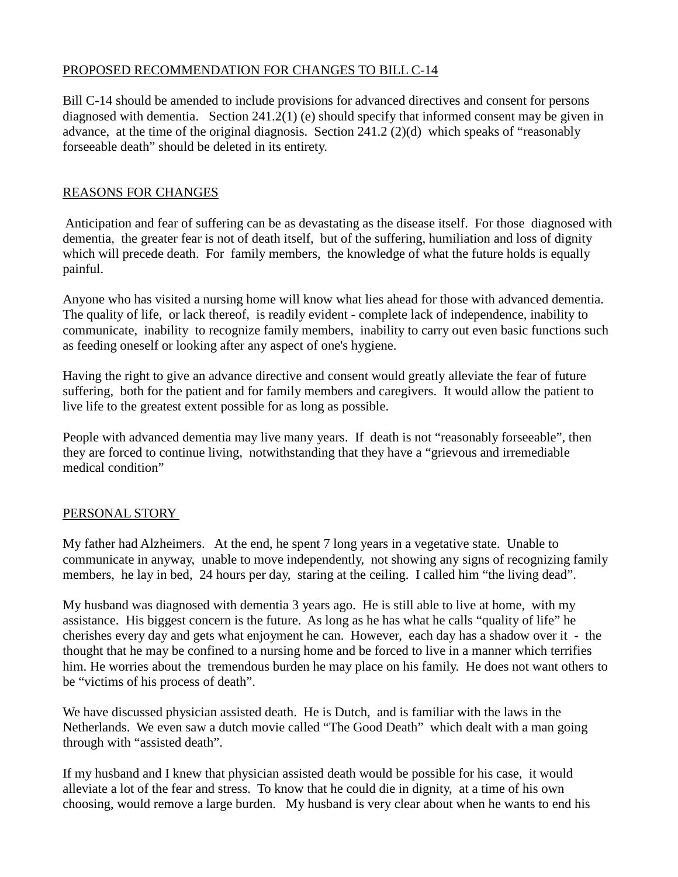PROPOSED RECOMMENDATION FOR CHANGES TO BILL C-14

Bill C-14 should be amended to include provisions for advanced directives and consent for persons diagnosed with dementia. Section 241.2(1) (e) should specify that informed consent may be given in advance, at the time of the original diagnosis. Section 241.2 (2)(d) which speaks of "reasonably forseeable death" should be deleted in its entirety.

REASONS FOR CHANGES

Anticipation and fear of suffering can be as devastating as the disease itself. For those diagnosed with dementia, the greater fear is not of death itself, but of the suffering, humiliation and loss of dignity which will precede death. For family members, the knowledge of what the future holds is equally painful.

Anyone who has visited a nursing home will know what lies ahead for those with advanced dementia. The quality of life, or lack thereof, is readily evident - complete lack of independence, inability to communicate, inability to recognize family members, inability to carry out even basic functions such as feeding oneself or looking after any aspect of one's hygiene.

Having the right to give an advance directive and consent would greatly alleviate the fear of future suffering, both for the patient and for family members and caregivers. It would allow the patient to live life to the greatest extent possible for as long as possible.

People with advanced dementia may live many years. If death is not "reasonably forseeable", then they are forced to continue living, notwithstanding that they have a "grievous and irremediable medical condition"

PERSONAL STORY

My father had Alzheimers. At the end, he spent 7 long years in a vegetative state. Unable to communicate in anyway, unable to move independently, not showing any signs of recognizing family members, he lay in bed, 24 hours per day, staring at the ceiling. I called him "the living dead".

My husband was diagnosed with dementia 3 years ago. He is still able to live at home, with my assistance. His biggest concern is the future. As long as he has what he calls "quality of life" he cherishes every day and gets what enjoyment he can. However, each day has a shadow over it - the thought that he may be confined to a nursing home and be forced to live in a manner which terrifies him. He worries about the tremendous burden he may place on his family. He does not want others to be "victims of his process of death".

We have discussed physician assisted death. He is Dutch, and is familiar with the laws in the Netherlands. We even saw a dutch movie called "The Good Death" which dealt with a man going through with "assisted death".

If my husband and I knew that physician assisted death would be possible for his case, it would alleviate a lot of the fear and stress. To know that he could die in dignity, at a time of his own choosing, would remove a large burden. My husband is very clear about when he wants to end his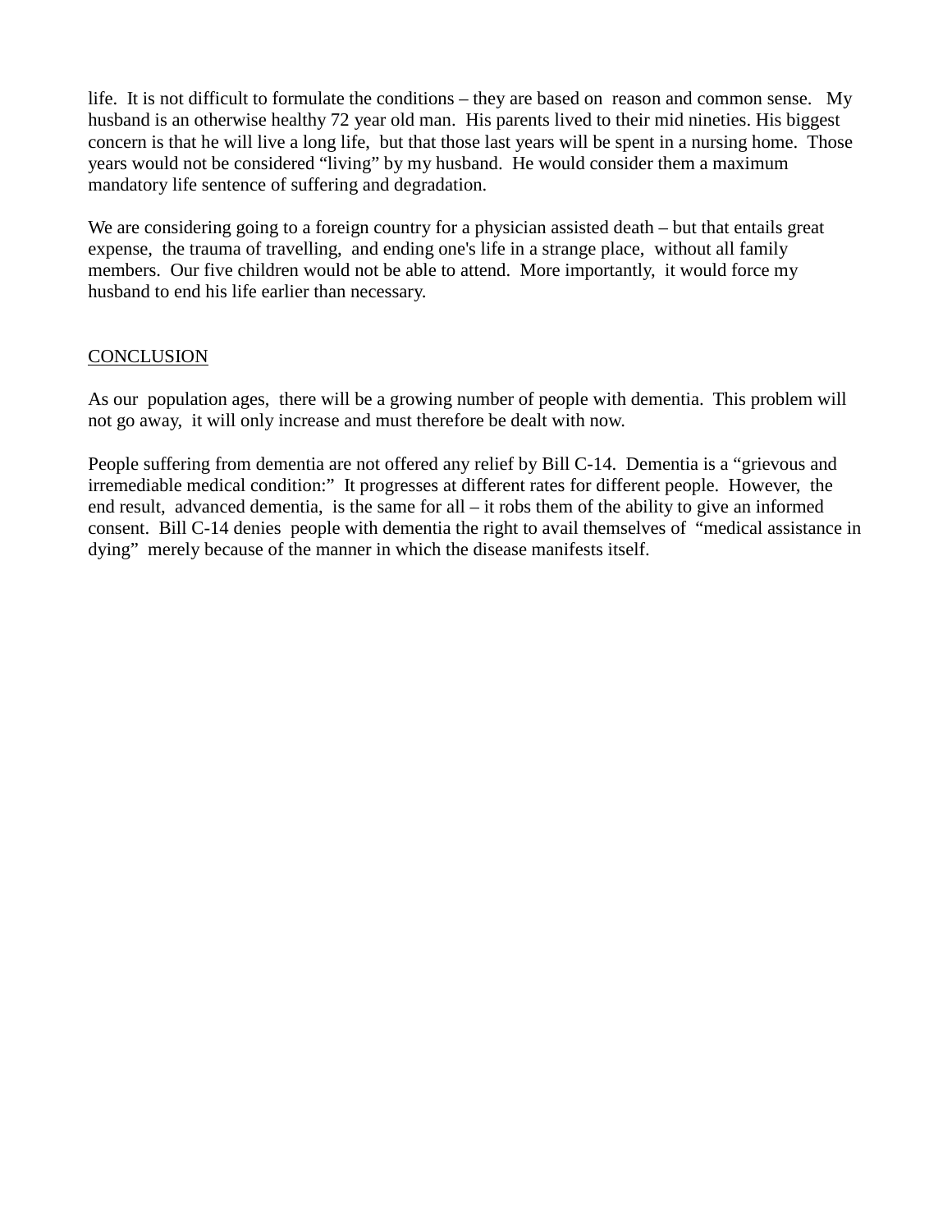life. It is not difficult to formulate the conditions – they are based on reason and common sense. My husband is an otherwise healthy 72 year old man. His parents lived to their mid nineties. His biggest concern is that he will live a long life, but that those last years will be spent in a nursing home. Those years would not be considered "living" by my husband. He would consider them a maximum mandatory life sentence of suffering and degradation.

We are considering going to a foreign country for a physician assisted death – but that entails great expense, the trauma of travelling, and ending one's life in a strange place, without all family members. Our five children would not be able to attend. More importantly, it would force my husband to end his life earlier than necessary.

## CONCLUSION

As our population ages, there will be a growing number of people with dementia. This problem will not go away, it will only increase and must therefore be dealt with now.

People suffering from dementia are not offered any relief by Bill C-14. Dementia is a "grievous and irremediable medical condition:" It progresses at different rates for different people. However, the end result, advanced dementia, is the same for all – it robs them of the ability to give an informed consent. Bill C-14 denies people with dementia the right to avail themselves of "medical assistance in dying" merely because of the manner in which the disease manifests itself.